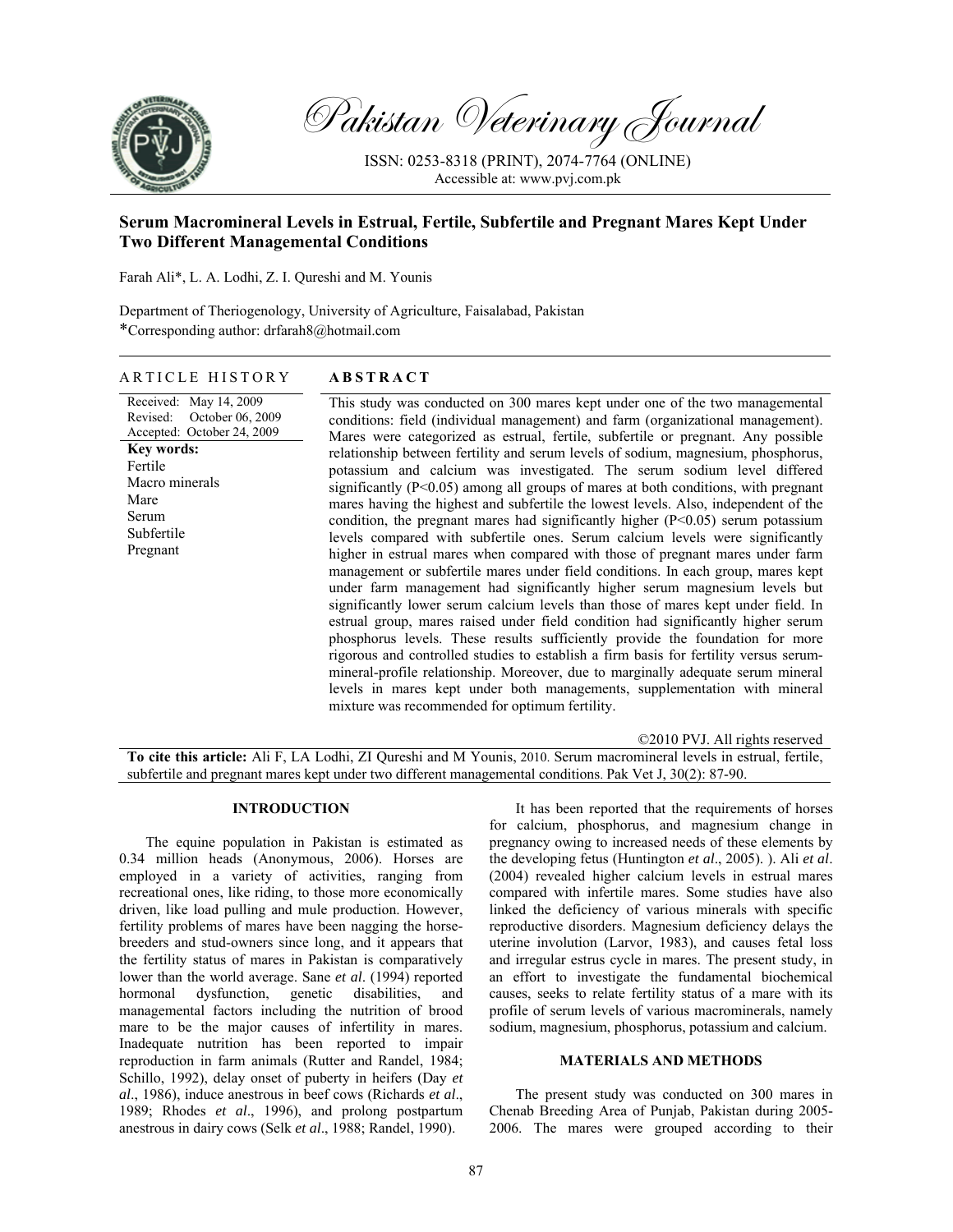# Serum Macromineral Levels in Estrual, Fertile, Subfertile and Pregnant Mares Kept Under Two Different Managemental Conditions

Farah Ali*, L. A. Lodhi, Z. I. Qureshi and M. Younis

Department of Theriogenology, University of Agriculture, Faisalabad, Pakistan
*Corresponding author: drfarah8@hotmail.com

## ARTICLE HISTORY

Received: May 14, 2009
Revised: October 06, 2009
Accepted: October 24, 2009

**Key words:**
Fertile
Macro minerals
Mare
Serum
Subfertile
Pregnant

## ABSTRACT

This study was conducted on 300 mares kept under one of the two managemental conditions: field (individual management) and farm (organizational management). Mares were categorized as estrual, fertile, subfertile or pregnant. Any possible relationship between fertility and serum levels of sodium, magnesium, phosphorus, potassium and calcium was investigated. The serum sodium level differed significantly ($P<0.05$) among all groups of mares at both conditions, with pregnant mares having the highest and subfertile the lowest levels. Also, independent of the condition, the pregnant mares had significantly higher ($P<0.05$) serum potassium levels compared with subfertile ones. Serum calcium levels were significantly higher in estrual mares when compared with those of pregnant mares under farm management or subfertile mares under field conditions. In each group, mares kept under farm management had significantly higher serum magnesium levels but significantly lower serum calcium levels than those of mares kept under field. In estrual group, mares raised under field condition had significantly higher serum phosphorus levels. These results sufficiently provide the foundation for more rigorous and controlled studies to establish a firm basis for fertility versus serum-mineral-profile relationship. Moreover, due to marginally adequate serum mineral levels in mares kept under both managements, supplementation with mineral mixture was recommended for optimum fertility.

©2010 PVJ. All rights reserved

**To cite this article:** Ali F, LA Lodhi, ZI Qureshi and M Younis, 2010. Serum macromineral levels in estrual, fertile, subfertile and pregnant mares kept under two different managemental conditions. Pak Vet J, 30(2): 87-90.

## INTRODUCTION

The equine population in Pakistan is estimated as 0.34 million heads (Anonymous, 2006). Horses are employed in a variety of activities, ranging from recreational ones, like riding, to those more economically driven, like load pulling and mule production. However, fertility problems of mares have been nagging the horse-breeders and stud-owners since long, and it appears that the fertility status of mares in Pakistan is comparatively lower than the world average. Sane *et al*. (1994) reported hormonal dysfunction, genetic disabilities, and managemental factors including the nutrition of brood mare to be the major causes of infertility in mares. Inadequate nutrition has been reported to impair reproduction in farm animals (Rutter and Randel, 1984; Schillo, 1992), delay onset of puberty in heifers (Day *et al*., 1986), induce anestrous in beef cows (Richards *et al*., 1989; Rhodes *et al*., 1996), and prolong postpartum anestrous in dairy cows (Selk *et al*., 1988; Randel, 1990).

It has been reported that the requirements of horses for calcium, phosphorus, and magnesium change in pregnancy owing to increased needs of these elements by the developing fetus (Huntington *et al*., 2005). ). Ali *et al*. (2004) revealed higher calcium levels in estrual mares compared with infertile mares. Some studies have also linked the deficiency of various minerals with specific reproductive disorders. Magnesium deficiency delays the uterine involution (Larvor, 1983), and causes fetal loss and irregular estrus cycle in mares. The present study, in an effort to investigate the fundamental biochemical causes, seeks to relate fertility status of a mare with its profile of serum levels of various macrominerals, namely sodium, magnesium, phosphorus, potassium and calcium.

## MATERIALS AND METHODS

The present study was conducted on 300 mares in Chenab Breeding Area of Punjab, Pakistan during 2005-2006. The mares were grouped according to their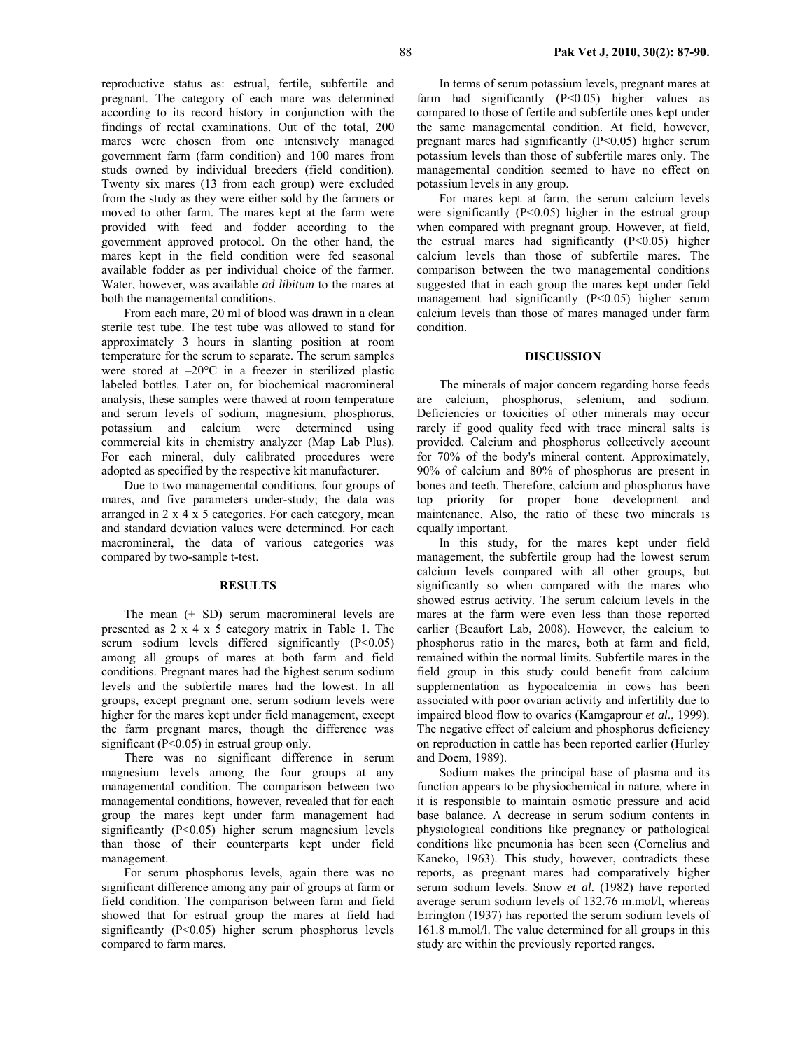reproductive status as: estrual, fertile, subfertile and pregnant. The category of each mare was determined according to its record history in conjunction with the findings of rectal examinations. Out of the total, 200 mares were chosen from one intensively managed government farm (farm condition) and 100 mares from studs owned by individual breeders (field condition). Twenty six mares (13 from each group) were excluded from the study as they were either sold by the farmers or moved to other farm. The mares kept at the farm were provided with feed and fodder according to the government approved protocol. On the other hand, the mares kept in the field condition were fed seasonal available fodder as per individual choice of the farmer. Water, however, was available *ad libitum* to the mares at both the managemental conditions.

From each mare, 20 ml of blood was drawn in a clean sterile test tube. The test tube was allowed to stand for approximately 3 hours in slanting position at room temperature for the serum to separate. The serum samples were stored at –20°C in a freezer in sterilized plastic labeled bottles. Later on, for biochemical macromineral analysis, these samples were thawed at room temperature and serum levels of sodium, magnesium, phosphorus, potassium and calcium were determined using commercial kits in chemistry analyzer (Map Lab Plus). For each mineral, duly calibrated procedures were adopted as specified by the respective kit manufacturer.

Due to two managemental conditions, four groups of mares, and five parameters under-study; the data was arranged in 2 x 4 x 5 categories. For each category, mean and standard deviation values were determined. For each macromineral, the data of various categories was compared by two-sample t-test.

## RESULTS

The mean (± SD) serum macromineral levels are presented as 2 x 4 x 5 category matrix in Table 1. The serum sodium levels differed significantly ($P<0.05$) among all groups of mares at both farm and field conditions. Pregnant mares had the highest serum sodium levels and the subfertile mares had the lowest. In all groups, except pregnant one, serum sodium levels were higher for the mares kept under field management, except the farm pregnant mares, though the difference was significant ($P<0.05$) in estrual group only.

There was no significant difference in serum magnesium levels among the four groups at any managemental condition. The comparison between two managemental conditions, however, revealed that for each group the mares kept under farm management had significantly ($P<0.05$) higher serum magnesium levels than those of their counterparts kept under field management.

For serum phosphorus levels, again there was no significant difference among any pair of groups at farm or field condition. The comparison between farm and field showed that for estrual group the mares at field had significantly ($P<0.05$) higher serum phosphorus levels compared to farm mares.

In terms of serum potassium levels, pregnant mares at farm had significantly ($P<0.05$) higher values as compared to those of fertile and subfertile ones kept under the same managemental condition. At field, however, pregnant mares had significantly ($P<0.05$) higher serum potassium levels than those of subfertile mares only. The managemental condition seemed to have no effect on potassium levels in any group.

For mares kept at farm, the serum calcium levels were significantly ($P<0.05$) higher in the estrual group when compared with pregnant group. However, at field, the estrual mares had significantly ($P<0.05$) higher calcium levels than those of subfertile mares. The comparison between the two managemental conditions suggested that in each group the mares kept under field management had significantly ($P<0.05$) higher serum calcium levels than those of mares managed under farm condition.

## DISCUSSION

The minerals of major concern regarding horse feeds are calcium, phosphorus, selenium, and sodium. Deficiencies or toxicities of other minerals may occur rarely if good quality feed with trace mineral salts is provided. Calcium and phosphorus collectively account for 70% of the body's mineral content. Approximately, 90% of calcium and 80% of phosphorus are present in bones and teeth. Therefore, calcium and phosphorus have top priority for proper bone development and maintenance. Also, the ratio of these two minerals is equally important.

In this study, for the mares kept under field management, the subfertile group had the lowest serum calcium levels compared with all other groups, but significantly so when compared with the mares who showed estrus activity. The serum calcium levels in the mares at the farm were even less than those reported earlier (Beaufort Lab, 2008). However, the calcium to phosphorus ratio in the mares, both at farm and field, remained within the normal limits. Subfertile mares in the field group in this study could benefit from calcium supplementation as hypocalcemia in cows has been associated with poor ovarian activity and infertility due to impaired blood flow to ovaries (Kamgaprour *et al*., 1999). The negative effect of calcium and phosphorus deficiency on reproduction in cattle has been reported earlier (Hurley and Doem, 1989).

Sodium makes the principal base of plasma and its function appears to be physiochemical in nature, where in it is responsible to maintain osmotic pressure and acid base balance. A decrease in serum sodium contents in physiological conditions like pregnancy or pathological conditions like pneumonia has been seen (Cornelius and Kaneko, 1963). This study, however, contradicts these reports, as pregnant mares had comparatively higher serum sodium levels. Snow *et al.* (1982) have reported average serum sodium levels of 132.76 m.mol/l, whereas Errington (1937) has reported the serum sodium levels of 161.8 m.mol/l. The value determined for all groups in this study are within the previously reported ranges.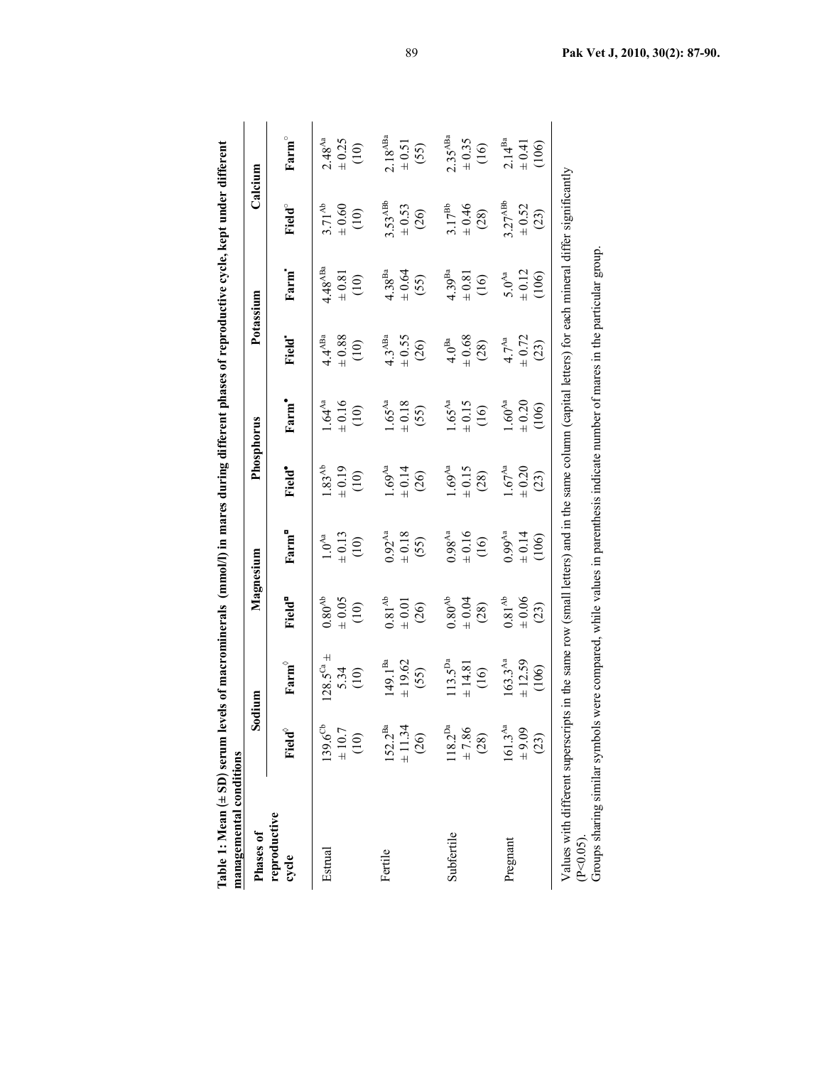**Table 1: Mean (± SD) serum levels of macrominerals (mmol/l) in mares during different phases of reproductive cycle, kept under different managemental conditions**

| Phases of reproductive cycle | Sodium | | Magnesium | | Phosphorus | | Potassium | | Calcium | |
|---|---|---|---|---|---|---|---|---|---|---|
| | Field◊ | Farm◊ | Field▫ | Farm▫ | Field• | Farm• | Field' | Farm' | Field° | Farm° |
| Estrual | 139.6$^{Cb}$ ± 10.7 (10) | 128.5$^{Ca}$ ± 5.34 (10) | 0.80$^{Ab}$ ± 0.05 (10) | 1.0$^{Aa}$ ± 0.13 (10) | 1.83$^{Ab}$ ± 0.19 (10) | 1.64$^{Aa}$ ± 0.16 (10) | 4.4$^{ABa}$ ± 0.88 (10) | 4.48$^{ABa}$ ± 0.81 (10) | 3.71$^{Ab}$ ± 0.60 (10) | 2.48$^{Aa}$ ± 0.25 (10) |
| Fertile | 152.2$^{Ba}$ ± 11.34 (26) | 149.1$^{Ba}$ ± 19.62 (55) | 0.81$^{Ab}$ ± 0.01 (26) | 0.92$^{Aa}$ ± 0.18 (55) | 1.69$^{Aa}$ ± 0.14 (26) | 1.65$^{Aa}$ ± 0.18 (55) | 4.3$^{ABa}$ ± 0.55 (26) | 4.38$^{Ba}$ ± 0.64 (55) | 3.53$^{ABb}$ ± 0.53 (26) | 2.18$^{ABa}$ ± 0.51 (55) |
| Subfertile | 118.2$^{Da}$ ± 7.86 (28) | 113.5$^{Da}$ ± 14.81 (16) | 0.80$^{Ab}$ ± 0.04 (28) | 0.98$^{Aa}$ ± 0.16 (16) | 1.69$^{Aa}$ ± 0.15 (28) | 1.65$^{Aa}$ ± 0.15 (16) | 4.0$^{Ba}$ ± 0.68 (28) | 4.39$^{Ba}$ ± 0.81 (16) | 3.17$^{Bb}$ ± 0.46 (28) | 2.35$^{ABa}$ ± 0.35 (16) |
| Pregnant | 161.3$^{Aa}$ ± 9.09 (23) | 163.3$^{Aa}$ ± 12.59 (106) | 0.81$^{Ab}$ ± 0.06 (23) | 0.99$^{Aa}$ ± 0.14 (106) | 1.67$^{Aa}$ ± 0.20 (23) | 1.60$^{Aa}$ ± 0.20 (106) | 4.7$^{Aa}$ ± 0.72 (23) | 5.0$^{Aa}$ ± 0.12 (106) | 3.27$^{ABb}$ ± 0.52 (23) | 2.14$^{Ba}$ ± 0.41 (106) |

Values with different superscripts in the same row (small letters) and in the same column (capital letters) for each mineral differ significantly ($P<0.05$).

Groups sharing similar symbols were compared, while values in parenthesis indicate number of mares in the particular group.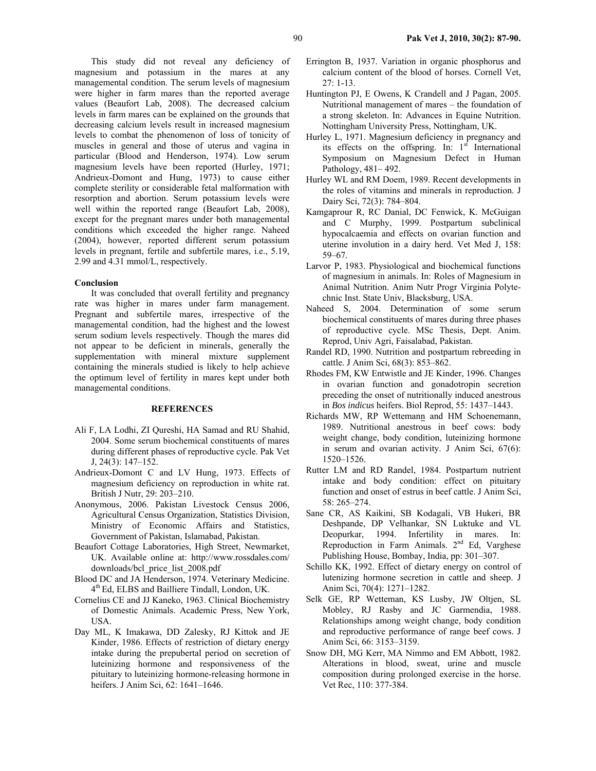This study did not reveal any deficiency of magnesium and potassium in the mares at any managemental condition. The serum levels of magnesium were higher in farm mares than the reported average values (Beaufort Lab, 2008). The decreased calcium levels in farm mares can be explained on the grounds that decreasing calcium levels result in increased magnesium levels to combat the phenomenon of loss of tonicity of muscles in general and those of uterus and vagina in particular (Blood and Henderson, 1974). Low serum magnesium levels have been reported (Hurley, 1971; Andrieux-Domont and Hung, 1973) to cause either complete sterility or considerable fetal malformation with resorption and abortion. Serum potassium levels were well within the reported range (Beaufort Lab, 2008), except for the pregnant mares under both managemental conditions which exceeded the higher range. Naheed (2004), however, reported different serum potassium levels in pregnant, fertile and subfertile mares, i.e., 5.19, 2.99 and 4.31 mmol/L, respectively.

**Conclusion**

It was concluded that overall fertility and pregnancy rate was higher in mares under farm management. Pregnant and subfertile mares, irrespective of the managemental condition, had the highest and the lowest serum sodium levels respectively. Though the mares did not appear to be deficient in minerals, generally the supplementation with mineral mixture supplement containing the minerals studied is likely to help achieve the optimum level of fertility in mares kept under both managemental conditions.

## REFERENCES

Ali F, LA Lodhi, ZI Qureshi, HA Samad and RU Shahid, 2004. Some serum biochemical constituents of mares during different phases of reproductive cycle. Pak Vet J, 24(3): 147–152.

Andrieux-Domont C and LV Hung, 1973. Effects of magnesium deficiency on reproduction in white rat. British J Nutr, 29: 203–210.

Anonymous, 2006. Pakistan Livestock Census 2006, Agricultural Census Organization, Statistics Division, Ministry of Economic Affairs and Statistics, Government of Pakistan, Islamabad, Pakistan.

Beaufort Cottage Laboratories, High Street, Newmarket, UK. Available online at: http://www.rossdales.com/downloads/bcl_price_list_2008.pdf

Blood DC and JA Henderson, 1974. Veterinary Medicine. 4th Ed, ELBS and Bailliere Tindall, London, UK.

Cornelius CE and JJ Kaneko, 1963. Clinical Biochemistry of Domestic Animals. Academic Press, New York, USA.

Day ML, K Imakawa, DD Zalesky, RJ Kittok and JE Kinder, 1986. Effects of restriction of dietary energy intake during the prepubertal period on secretion of luteinizing hormone and responsiveness of the pituitary to luteinizing hormone-releasing hormone in heifers. J Anim Sci, 62: 1641–1646.

Errington B, 1937. Variation in organic phosphorus and calcium content of the blood of horses. Cornell Vet, 27: 1-13.

Huntington PJ, E Owens, K Crandell and J Pagan, 2005. Nutritional management of mares – the foundation of a strong skeleton. In: Advances in Equine Nutrition. Nottingham University Press, Nottingham, UK.

Hurley L, 1971. Magnesium deficiency in pregnancy and its effects on the offspring. In: 1st International Symposium on Magnesium Defect in Human Pathology, 481– 492.

Hurley WL and RM Doem, 1989. Recent developments in the roles of vitamins and minerals in reproduction. J Dairy Sci, 72(3): 784–804.

Kamgaprour R, RC Danial, DC Fenwick, K. McGuigan and C Murphy, 1999. Postpartum subclinical hypocalcaemia and effects on ovarian function and uterine involution in a dairy herd. Vet Med J, 158: 59–67.

Larvor P, 1983. Physiological and biochemical functions of magnesium in animals. In: Roles of Magnesium in Animal Nutrition. Anim Nutr Progr Virginia Polytechnic Inst. State Univ, Blacksburg, USA.

Naheed S, 2004. Determination of some serum biochemical constituents of mares during three phases of reproductive cycle. MSc Thesis, Dept. Anim. Reprod, Univ Agri, Faisalabad, Pakistan.

Randel RD, 1990. Nutrition and postpartum rebreeding in cattle. J Anim Sci, 68(3): 853–862.

Rhodes FM, KW Entwistle and JE Kinder, 1996. Changes in ovarian function and gonadotropin secretion preceding the onset of nutritionally induced anestrous in *Bos indicus* heifers. Biol Reprod, 55: 1437–1443.

Richards MW, RP Wettemann and HM Schoenemann, 1989. Nutritional anestrous in beef cows: body weight change, body condition, luteinizing hormone in serum and ovarian activity. J Anim Sci, 67(6): 1520–1526.

Rutter LM and RD Randel, 1984. Postpartum nutrient intake and body condition: effect on pituitary function and onset of estrus in beef cattle. J Anim Sci, 58: 265–274.

Sane CR, AS Kaikini, SB Kodagali, VB Hukeri, BR Deshpande, DP Velhankar, SN Luktuke and VL Deopurkar, 1994. Infertility in mares. In: Reproduction in Farm Animals. 2nd Ed, Varghese Publishing House, Bombay, India, pp: 301–307.

Schillo KK, 1992. Effect of dietary energy on control of lutenizing hormone secretion in cattle and sheep. J Anim Sci, 70(4): 1271–1282.

Selk GE, RP Wetteman, KS Lusby, JW Oltjen, SL Mobley, RJ Rasby and JC Garmendia, 1988. Relationships among weight change, body condition and reproductive performance of range beef cows. J Anim Sci, 66: 3153–3159.

Snow DH, MG Kerr, MA Nimmo and EM Abbott, 1982. Alterations in blood, sweat, urine and muscle composition during prolonged exercise in the horse. Vet Rec, 110: 377-384.